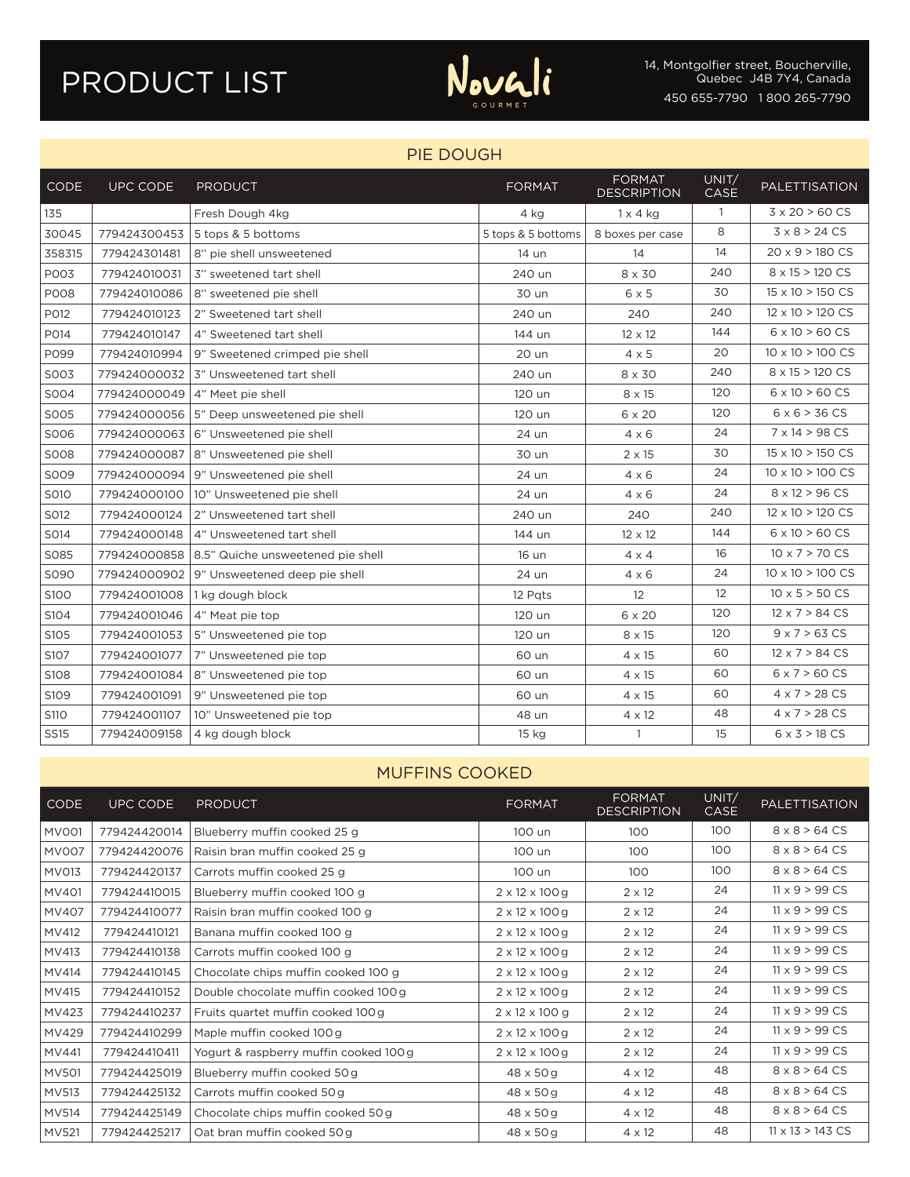# PRODUCT LIST

Novali GOURMET

14, Montgolfier street, Boucherville, Quebec J4B 7Y4, Canada
450 655-7790 1 800 265-7790

## PIE DOUGH

| CODE | UPC CODE | PRODUCT | FORMAT | FORMAT DESCRIPTION | UNIT/ CASE | PALETTISATION |
|---|---|---|---|---|---|---|
| 135 | | Fresh Dough 4kg | 4 kg | 1 x 4 kg | 1 | 3 x 20 > 60 CS |
| 30045 | 779424300453 | 5 tops & 5 bottoms | 5 tops & 5 bottoms | 8 boxes per case | 8 | 3 x 8 > 24 CS |
| 358315 | 779424301481 | 8'' pie shell unsweetened | 14 un | 14 | 14 | 20 x 9 > 180 CS |
| P003 | 779424010031 | 3'' sweetened tart shell | 240 un | 8 x 30 | 240 | 8 x 15 > 120 CS |
| P008 | 779424010086 | 8'' sweetened pie shell | 30 un | 6 x 5 | 30 | 15 x 10 > 150 CS |
| P012 | 779424010123 | 2'' Sweetened tart shell | 240 un | 240 | 240 | 12 x 10 > 120 CS |
| P014 | 779424010147 | 4'' Sweetened tart shell | 144 un | 12 x 12 | 144 | 6 x 10 > 60 CS |
| P099 | 779424010994 | 9'' Sweetened crimped pie shell | 20 un | 4 x 5 | 20 | 10 x 10 > 100 CS |
| S003 | 779424000032 | 3'' Unsweetened tart shell | 240 un | 8 x 30 | 240 | 8 x 15 > 120 CS |
| S004 | 779424000049 | 4'' Meet pie shell | 120 un | 8 x 15 | 120 | 6 x 10 > 60 CS |
| S005 | 779424000056 | 5'' Deep unsweetened pie shell | 120 un | 6 x 20 | 120 | 6 x 6 > 36 CS |
| S006 | 779424000063 | 6'' Unsweetened pie shell | 24 un | 4 x 6 | 24 | 7 x 14 > 98 CS |
| S008 | 779424000087 | 8'' Unsweetened pie shell | 30 un | 2 x 15 | 30 | 15 x 10 > 150 CS |
| S009 | 779424000094 | 9'' Unsweetened pie shell | 24 un | 4 x 6 | 24 | 10 x 10 > 100 CS |
| S010 | 779424000100 | 10'' Unsweetened pie shell | 24 un | 4 x 6 | 24 | 8 x 12 > 96 CS |
| S012 | 779424000124 | 2'' Unsweetened tart shell | 240 un | 240 | 240 | 12 x 10 > 120 CS |
| S014 | 779424000148 | 4'' Unsweetened tart shell | 144 un | 12 x 12 | 144 | 6 x 10 > 60 CS |
| S085 | 779424000858 | 8.5'' Quiche unsweetened pie shell | 16 un | 4 x 4 | 16 | 10 x 7 > 70 CS |
| S090 | 779424000902 | 9'' Unsweetened deep pie shell | 24 un | 4 x 6 | 24 | 10 x 10 > 100 CS |
| S100 | 779424001008 | 1 kg dough block | 12 Pqts | 12 | 12 | 10 x 5 > 50 CS |
| S104 | 779424001046 | 4'' Meat pie top | 120 un | 6 x 20 | 120 | 12 x 7 > 84 CS |
| S105 | 779424001053 | 5'' Unsweetened pie top | 120 un | 8 x 15 | 120 | 9 x 7 > 63 CS |
| S107 | 779424001077 | 7'' Unsweetened pie top | 60 un | 4 x 15 | 60 | 12 x 7 > 84 CS |
| S108 | 779424001084 | 8'' Unsweetened pie top | 60 un | 4 x 15 | 60 | 6 x 7 > 60 CS |
| S109 | 779424001091 | 9'' Unsweetened pie top | 60 un | 4 x 15 | 60 | 4 x 7 > 28 CS |
| S110 | 779424001107 | 10'' Unsweetened pie top | 48 un | 4 x 12 | 48 | 4 x 7 > 28 CS |
| SS15 | 779424009158 | 4 kg dough block | 15 kg | 1 | 15 | 6 x 3 > 18 CS |

## MUFFINS COOKED

| CODE | UPC CODE | PRODUCT | FORMAT | FORMAT DESCRIPTION | UNIT/ CASE | PALETTISATION |
|---|---|---|---|---|---|---|
| MV001 | 779424420014 | Blueberry muffin cooked 25 g | 100 un | 100 | 100 | 8 x 8 > 64 CS |
| MV007 | 779424420076 | Raisin bran muffin cooked 25 g | 100 un | 100 | 100 | 8 x 8 > 64 CS |
| MV013 | 779424420137 | Carrots muffin cooked 25 g | 100 un | 100 | 100 | 8 x 8 > 64 CS |
| MV401 | 779424410015 | Blueberry muffin cooked 100 g | 2 x 12 x 100 g | 2 x 12 | 24 | 11 x 9 > 99 CS |
| MV407 | 779424410077 | Raisin bran muffin cooked 100 g | 2 x 12 x 100 g | 2 x 12 | 24 | 11 x 9 > 99 CS |
| MV412 | 779424410121 | Banana muffin cooked 100 g | 2 x 12 x 100 g | 2 x 12 | 24 | 11 x 9 > 99 CS |
| MV413 | 779424410138 | Carrots muffin cooked 100 g | 2 x 12 x 100 g | 2 x 12 | 24 | 11 x 9 > 99 CS |
| MV414 | 779424410145 | Chocolate chips muffin cooked 100 g | 2 x 12 x 100 g | 2 x 12 | 24 | 11 x 9 > 99 CS |
| MV415 | 779424410152 | Double chocolate muffin cooked 100 g | 2 x 12 x 100 g | 2 x 12 | 24 | 11 x 9 > 99 CS |
| MV423 | 779424410237 | Fruits quartet muffin cooked 100 g | 2 x 12 x 100 g | 2 x 12 | 24 | 11 x 9 > 99 CS |
| MV429 | 779424410299 | Maple muffin cooked 100 g | 2 x 12 x 100 g | 2 x 12 | 24 | 11 x 9 > 99 CS |
| MV441 | 779424410411 | Yogurt & raspberry muffin cooked 100 g | 2 x 12 x 100 g | 2 x 12 | 24 | 11 x 9 > 99 CS |
| MV501 | 779424425019 | Blueberry muffin cooked 50 g | 48 x 50 g | 4 x 12 | 48 | 8 x 8 > 64 CS |
| MV513 | 779424425132 | Carrots muffin cooked 50 g | 48 x 50 g | 4 x 12 | 48 | 8 x 8 > 64 CS |
| MV514 | 779424425149 | Chocolate chips muffin cooked 50 g | 48 x 50 g | 4 x 12 | 48 | 8 x 8 > 64 CS |
| MV521 | 779424425217 | Oat bran muffin cooked 50 g | 48 x 50 g | 4 x 12 | 48 | 11 x 13 > 143 CS |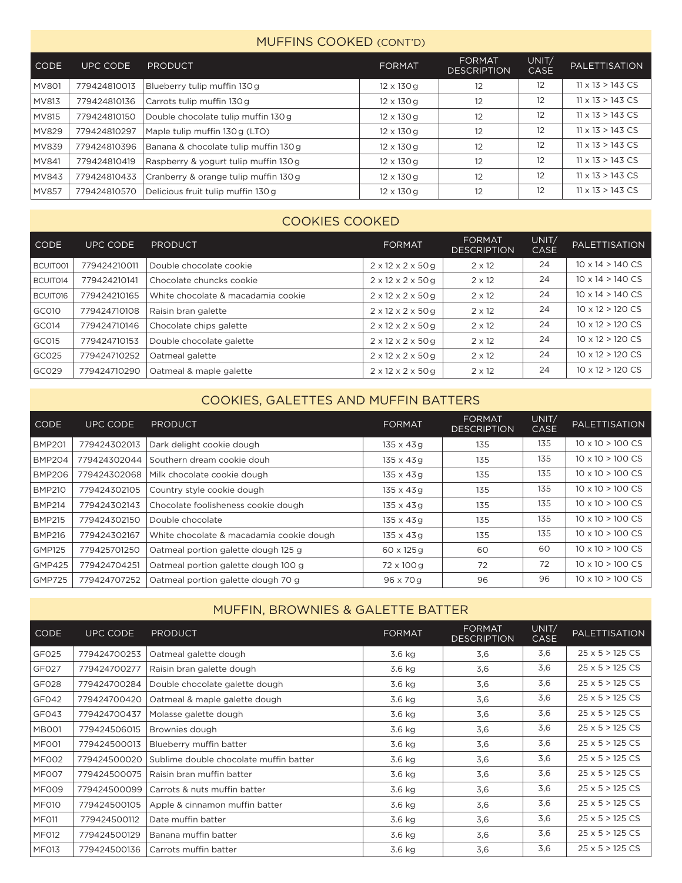## MUFFINS COOKED (CONT'D)

| CODE | UPC CODE | PRODUCT | FORMAT | FORMAT DESCRIPTION | UNIT/ CASE | PALETTISATION |
|---|---|---|---|---|---|---|
| MV801 | 779424810013 | Blueberry tulip muffin 130 g | 12 x 130 g | 12 | 12 | 11 x 13 > 143 CS |
| MV813 | 779424810136 | Carrots tulip muffin 130 g | 12 x 130 g | 12 | 12 | 11 x 13 > 143 CS |
| MV815 | 779424810150 | Double chocolate tulip muffin 130 g | 12 x 130 g | 12 | 12 | 11 x 13 > 143 CS |
| MV829 | 779424810297 | Maple tulip muffin 130 g (LTO) | 12 x 130 g | 12 | 12 | 11 x 13 > 143 CS |
| MV839 | 779424810396 | Banana & chocolate tulip muffin 130 g | 12 x 130 g | 12 | 12 | 11 x 13 > 143 CS |
| MV841 | 779424810419 | Raspberry & yogurt tulip muffin 130 g | 12 x 130 g | 12 | 12 | 11 x 13 > 143 CS |
| MV843 | 779424810433 | Cranberry & orange tulip muffin 130 g | 12 x 130 g | 12 | 12 | 11 x 13 > 143 CS |
| MV857 | 779424810570 | Delicious fruit tulip muffin 130 g | 12 x 130 g | 12 | 12 | 11 x 13 > 143 CS |

## COOKIES COOKED

| CODE | UPC CODE | PRODUCT | FORMAT | FORMAT DESCRIPTION | UNIT/ CASE | PALETTISATION |
|---|---|---|---|---|---|---|
| BCUIT001 | 779424210011 | Double chocolate cookie | 2 x 12 x 2 x 50 g | 2 x 12 | 24 | 10 x 14 > 140 CS |
| BCUIT014 | 779424210141 | Chocolate chuncks cookie | 2 x 12 x 2 x 50 g | 2 x 12 | 24 | 10 x 14 > 140 CS |
| BCUIT016 | 779424210165 | White chocolate & macadamia cookie | 2 x 12 x 2 x 50 g | 2 x 12 | 24 | 10 x 14 > 140 CS |
| GC010 | 779424710108 | Raisin bran galette | 2 x 12 x 2 x 50 g | 2 x 12 | 24 | 10 x 12 > 120 CS |
| GC014 | 779424710146 | Chocolate chips galette | 2 x 12 x 2 x 50 g | 2 x 12 | 24 | 10 x 12 > 120 CS |
| GC015 | 779424710153 | Double chocolate galette | 2 x 12 x 2 x 50 g | 2 x 12 | 24 | 10 x 12 > 120 CS |
| GC025 | 779424710252 | Oatmeal galette | 2 x 12 x 2 x 50 g | 2 x 12 | 24 | 10 x 12 > 120 CS |
| GC029 | 779424710290 | Oatmeal & maple galette | 2 x 12 x 2 x 50 g | 2 x 12 | 24 | 10 x 12 > 120 CS |

## COOKIES, GALETTES AND MUFFIN BATTERS

| CODE | UPC CODE | PRODUCT | FORMAT | FORMAT DESCRIPTION | UNIT/ CASE | PALETTISATION |
|---|---|---|---|---|---|---|
| BMP201 | 779424302013 | Dark delight cookie dough | 135 x 43 g | 135 | 135 | 10 x 10 > 100 CS |
| BMP204 | 779424302044 | Southern dream cookie douh | 135 x 43 g | 135 | 135 | 10 x 10 > 100 CS |
| BMP206 | 779424302068 | Milk chocolate cookie dough | 135 x 43 g | 135 | 135 | 10 x 10 > 100 CS |
| BMP210 | 779424302105 | Country style cookie dough | 135 x 43 g | 135 | 135 | 10 x 10 > 100 CS |
| BMP214 | 779424302143 | Chocolate foolisheness cookie dough | 135 x 43 g | 135 | 135 | 10 x 10 > 100 CS |
| BMP215 | 779424302150 | Double chocolate | 135 x 43 g | 135 | 135 | 10 x 10 > 100 CS |
| BMP216 | 779424302167 | White chocolate & macadamia cookie dough | 135 x 43 g | 135 | 135 | 10 x 10 > 100 CS |
| GMP125 | 779425701250 | Oatmeal portion galette dough 125 g | 60 x 125 g | 60 | 60 | 10 x 10 > 100 CS |
| GMP425 | 779424704251 | Oatmeal portion galette dough 100 g | 72 x 100 g | 72 | 72 | 10 x 10 > 100 CS |
| GMP725 | 779424707252 | Oatmeal portion galette dough 70 g | 96 x 70 g | 96 | 96 | 10 x 10 > 100 CS |

## MUFFIN, BROWNIES & GALETTE BATTER

| CODE | UPC CODE | PRODUCT | FORMAT | FORMAT DESCRIPTION | UNIT/ CASE | PALETTISATION |
|---|---|---|---|---|---|---|
| GF025 | 779424700253 | Oatmeal galette dough | 3.6 kg | 3,6 | 3,6 | 25 x 5 > 125 CS |
| GF027 | 779424700277 | Raisin bran galette dough | 3.6 kg | 3,6 | 3,6 | 25 x 5 > 125 CS |
| GF028 | 779424700284 | Double chocolate galette dough | 3.6 kg | 3,6 | 3,6 | 25 x 5 > 125 CS |
| GF042 | 779424700420 | Oatmeal & maple galette dough | 3.6 kg | 3,6 | 3,6 | 25 x 5 > 125 CS |
| GF043 | 779424700437 | Molasse galette dough | 3.6 kg | 3,6 | 3,6 | 25 x 5 > 125 CS |
| MB001 | 779424506015 | Brownies dough | 3.6 kg | 3,6 | 3,6 | 25 x 5 > 125 CS |
| MF001 | 779424500013 | Blueberry muffin batter | 3.6 kg | 3,6 | 3,6 | 25 x 5 > 125 CS |
| MF002 | 779424500020 | Sublime double chocolate muffin batter | 3.6 kg | 3,6 | 3,6 | 25 x 5 > 125 CS |
| MF007 | 779424500075 | Raisin bran muffin batter | 3.6 kg | 3,6 | 3,6 | 25 x 5 > 125 CS |
| MF009 | 779424500099 | Carrots & nuts muffin batter | 3.6 kg | 3,6 | 3,6 | 25 x 5 > 125 CS |
| MF010 | 779424500105 | Apple & cinnamon muffin batter | 3.6 kg | 3,6 | 3,6 | 25 x 5 > 125 CS |
| MF011 | 779424500112 | Date muffin batter | 3.6 kg | 3,6 | 3,6 | 25 x 5 > 125 CS |
| MF012 | 779424500129 | Banana muffin batter | 3.6 kg | 3,6 | 3,6 | 25 x 5 > 125 CS |
| MF013 | 779424500136 | Carrots muffin batter | 3.6 kg | 3,6 | 3,6 | 25 x 5 > 125 CS |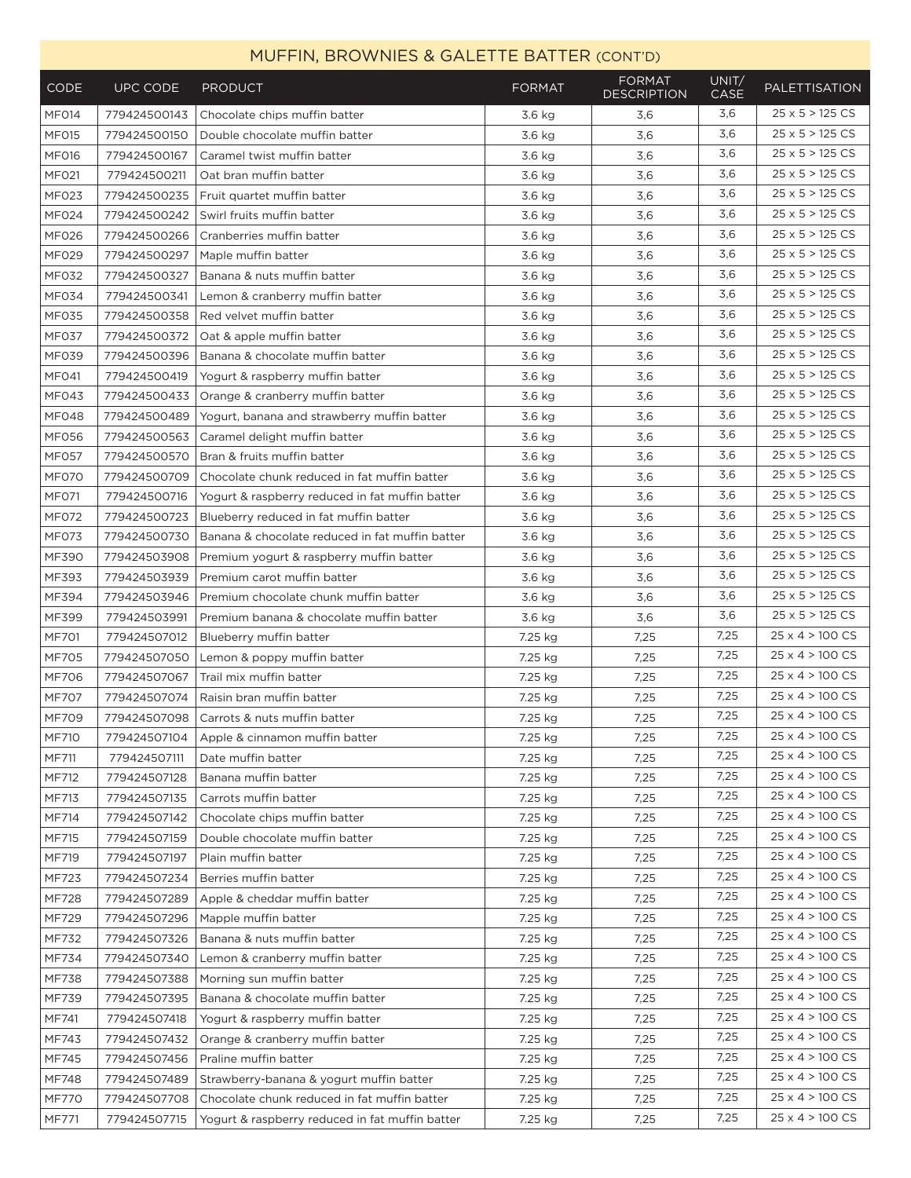## MUFFIN, BROWNIES & GALETTE BATTER (CONT'D)

| CODE | UPC CODE | PRODUCT | FORMAT | FORMAT DESCRIPTION | UNIT/ CASE | PALETTISATION |
|---|---|---|---|---|---|---|
| MF014 | 779424500143 | Chocolate chips muffin batter | 3.6 kg | 3,6 | 3,6 | 25 x 5 > 125 CS |
| MF015 | 779424500150 | Double chocolate muffin batter | 3.6 kg | 3,6 | 3,6 | 25 x 5 > 125 CS |
| MF016 | 779424500167 | Caramel twist muffin batter | 3.6 kg | 3,6 | 3,6 | 25 x 5 > 125 CS |
| MF021 | 779424500211 | Oat bran muffin batter | 3.6 kg | 3,6 | 3,6 | 25 x 5 > 125 CS |
| MF023 | 779424500235 | Fruit quartet muffin batter | 3.6 kg | 3,6 | 3,6 | 25 x 5 > 125 CS |
| MF024 | 779424500242 | Swirl fruits muffin batter | 3.6 kg | 3,6 | 3,6 | 25 x 5 > 125 CS |
| MF026 | 779424500266 | Cranberries muffin batter | 3.6 kg | 3,6 | 3,6 | 25 x 5 > 125 CS |
| MF029 | 779424500297 | Maple muffin batter | 3.6 kg | 3,6 | 3,6 | 25 x 5 > 125 CS |
| MF032 | 779424500327 | Banana & nuts muffin batter | 3.6 kg | 3,6 | 3,6 | 25 x 5 > 125 CS |
| MF034 | 779424500341 | Lemon & cranberry muffin batter | 3.6 kg | 3,6 | 3,6 | 25 x 5 > 125 CS |
| MF035 | 779424500358 | Red velvet muffin batter | 3.6 kg | 3,6 | 3,6 | 25 x 5 > 125 CS |
| MF037 | 779424500372 | Oat & apple muffin batter | 3.6 kg | 3,6 | 3,6 | 25 x 5 > 125 CS |
| MF039 | 779424500396 | Banana & chocolate muffin batter | 3.6 kg | 3,6 | 3,6 | 25 x 5 > 125 CS |
| MF041 | 779424500419 | Yogurt & raspberry muffin batter | 3.6 kg | 3,6 | 3,6 | 25 x 5 > 125 CS |
| MF043 | 779424500433 | Orange & cranberry muffin batter | 3.6 kg | 3,6 | 3,6 | 25 x 5 > 125 CS |
| MF048 | 779424500489 | Yogurt, banana and strawberry muffin batter | 3.6 kg | 3,6 | 3,6 | 25 x 5 > 125 CS |
| MF056 | 779424500563 | Caramel delight muffin batter | 3.6 kg | 3,6 | 3,6 | 25 x 5 > 125 CS |
| MF057 | 779424500570 | Bran & fruits muffin batter | 3.6 kg | 3,6 | 3,6 | 25 x 5 > 125 CS |
| MF070 | 779424500709 | Chocolate chunk reduced in fat muffin batter | 3.6 kg | 3,6 | 3,6 | 25 x 5 > 125 CS |
| MF071 | 779424500716 | Yogurt & raspberry reduced in fat muffin batter | 3.6 kg | 3,6 | 3,6 | 25 x 5 > 125 CS |
| MF072 | 779424500723 | Blueberry reduced in fat muffin batter | 3.6 kg | 3,6 | 3,6 | 25 x 5 > 125 CS |
| MF073 | 779424500730 | Banana & chocolate reduced in fat muffin batter | 3.6 kg | 3,6 | 3,6 | 25 x 5 > 125 CS |
| MF390 | 779424503908 | Premium yogurt & raspberry muffin batter | 3.6 kg | 3,6 | 3,6 | 25 x 5 > 125 CS |
| MF393 | 779424503939 | Premium carot muffin batter | 3.6 kg | 3,6 | 3,6 | 25 x 5 > 125 CS |
| MF394 | 779424503946 | Premium chocolate chunk muffin batter | 3.6 kg | 3,6 | 3,6 | 25 x 5 > 125 CS |
| MF399 | 779424503991 | Premium banana & chocolate muffin batter | 3.6 kg | 3,6 | 3,6 | 25 x 5 > 125 CS |
| MF701 | 779424507012 | Blueberry muffin batter | 7.25 kg | 7,25 | 7,25 | 25 x 4 > 100 CS |
| MF705 | 779424507050 | Lemon & poppy muffin batter | 7.25 kg | 7,25 | 7,25 | 25 x 4 > 100 CS |
| MF706 | 779424507067 | Trail mix muffin batter | 7.25 kg | 7,25 | 7,25 | 25 x 4 > 100 CS |
| MF707 | 779424507074 | Raisin bran muffin batter | 7.25 kg | 7,25 | 7,25 | 25 x 4 > 100 CS |
| MF709 | 779424507098 | Carrots & nuts muffin batter | 7.25 kg | 7,25 | 7,25 | 25 x 4 > 100 CS |
| MF710 | 779424507104 | Apple & cinnamon muffin batter | 7.25 kg | 7,25 | 7,25 | 25 x 4 > 100 CS |
| MF711 | 779424507111 | Date muffin batter | 7.25 kg | 7,25 | 7,25 | 25 x 4 > 100 CS |
| MF712 | 779424507128 | Banana muffin batter | 7.25 kg | 7,25 | 7,25 | 25 x 4 > 100 CS |
| MF713 | 779424507135 | Carrots muffin batter | 7.25 kg | 7,25 | 7,25 | 25 x 4 > 100 CS |
| MF714 | 779424507142 | Chocolate chips muffin batter | 7.25 kg | 7,25 | 7,25 | 25 x 4 > 100 CS |
| MF715 | 779424507159 | Double chocolate muffin batter | 7.25 kg | 7,25 | 7,25 | 25 x 4 > 100 CS |
| MF719 | 779424507197 | Plain muffin batter | 7.25 kg | 7,25 | 7,25 | 25 x 4 > 100 CS |
| MF723 | 779424507234 | Berries muffin batter | 7.25 kg | 7,25 | 7,25 | 25 x 4 > 100 CS |
| MF728 | 779424507289 | Apple & cheddar muffin batter | 7.25 kg | 7,25 | 7,25 | 25 x 4 > 100 CS |
| MF729 | 779424507296 | Mapple muffin batter | 7.25 kg | 7,25 | 7,25 | 25 x 4 > 100 CS |
| MF732 | 779424507326 | Banana & nuts muffin batter | 7.25 kg | 7,25 | 7,25 | 25 x 4 > 100 CS |
| MF734 | 779424507340 | Lemon & cranberry muffin batter | 7.25 kg | 7,25 | 7,25 | 25 x 4 > 100 CS |
| MF738 | 779424507388 | Morning sun muffin batter | 7.25 kg | 7,25 | 7,25 | 25 x 4 > 100 CS |
| MF739 | 779424507395 | Banana & chocolate muffin batter | 7.25 kg | 7,25 | 7,25 | 25 x 4 > 100 CS |
| MF741 | 779424507418 | Yogurt & raspberry muffin batter | 7.25 kg | 7,25 | 7,25 | 25 x 4 > 100 CS |
| MF743 | 779424507432 | Orange & cranberry muffin batter | 7.25 kg | 7,25 | 7,25 | 25 x 4 > 100 CS |
| MF745 | 779424507456 | Praline muffin batter | 7.25 kg | 7,25 | 7,25 | 25 x 4 > 100 CS |
| MF748 | 779424507489 | Strawberry-banana & yogurt muffin batter | 7.25 kg | 7,25 | 7,25 | 25 x 4 > 100 CS |
| MF770 | 779424507708 | Chocolate chunk reduced in fat muffin batter | 7.25 kg | 7,25 | 7,25 | 25 x 4 > 100 CS |
| MF771 | 779424507715 | Yogurt & raspberry reduced in fat muffin batter | 7.25 kg | 7,25 | 7,25 | 25 x 4 > 100 CS |